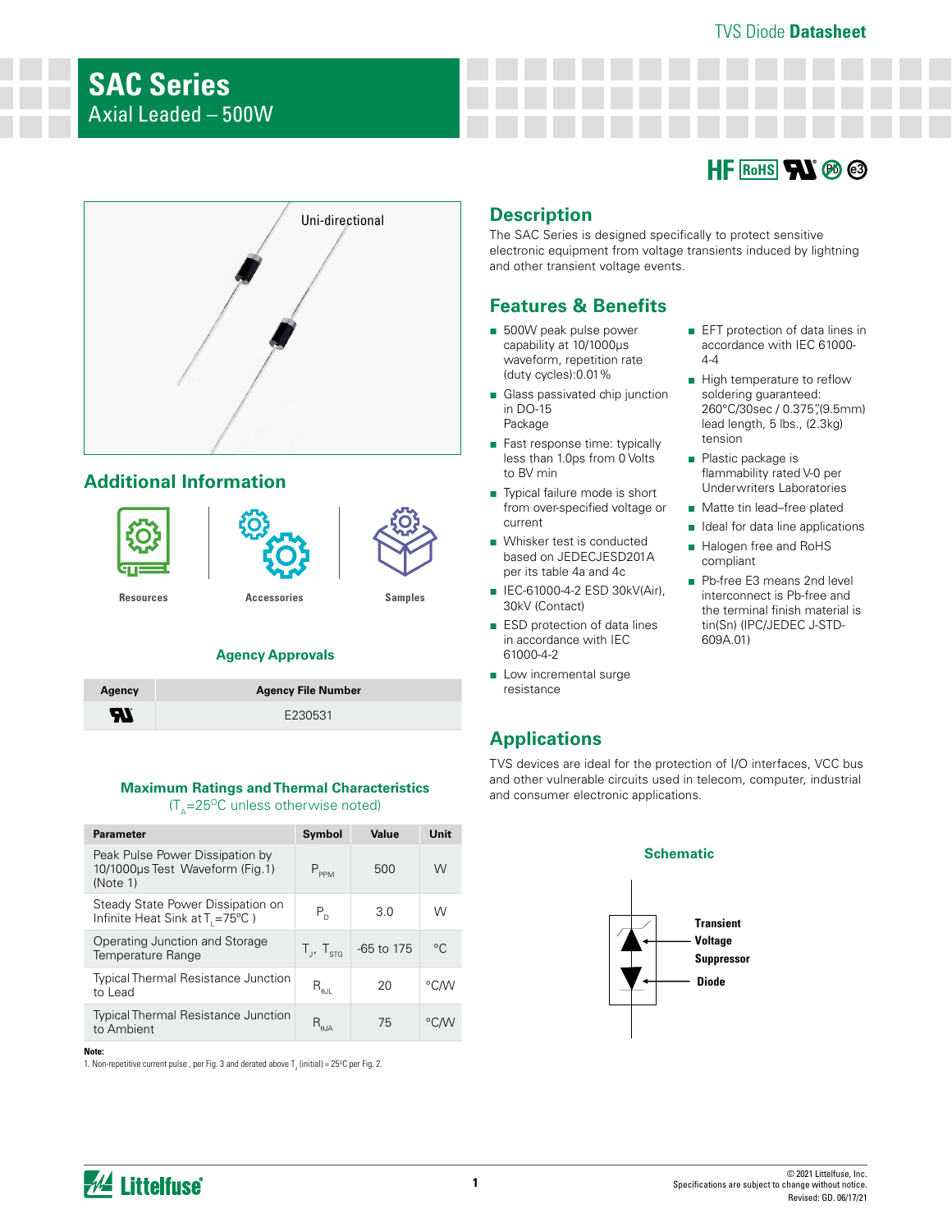# SAC Series

## Axial Leaded – 500W

Uni-directional

## Description

The SAC Series is designed specifically to protect sensitive electronic equipment from voltage transients induced by lightning and other transient voltage events.

## Features & Benefits

- 500W peak pulse power capability at 10/1000μs waveform, repetition rate (duty cycles):0.01%
- Glass passivated chip junction in DO-15 Package
- Fast response time: typically less than 1.0ps from 0 Volts to BV min
- Typical failure mode is short from over-specified voltage or current
- Whisker test is conducted based on JEDECJESD201A per its table 4a and 4c
- IEC-61000-4-2 ESD 30kV(Air), 30kV (Contact)
- ESD protection of data lines in accordance with IEC 61000-4-2
- Low incremental surge resistance
- EFT protection of data lines in accordance with IEC 61000-4-4
- High temperature to reflow soldering guaranteed: 260°C/30sec / 0.375",(9.5mm) lead length, 5 lbs., (2.3kg) tension
- Plastic package is flammability rated V-0 per Underwriters Laboratories
- Matte tin lead–free plated
- Ideal for data line applications
- Halogen free and RoHS compliant
- Pb-free E3 means 2nd level interconnect is Pb-free and the terminal finish material is tin(Sn) (IPC/JEDEC J-STD-609A.01)

## Additional Information

Resources | Accessories | Samples

### Agency Approvals

| Agency | Agency File Number |
|---|---|
| UL | E230531 |

## Applications

TVS devices are ideal for the protection of I/O interfaces, VCC bus and other vulnerable circuits used in telecom, computer, industrial and consumer electronic applications.

### Maximum Ratings and Thermal Characteristics

($T_A$=25°C unless otherwise noted)

| Parameter | Symbol | Value | Unit |
|---|---|---|---|
| Peak Pulse Power Dissipation by 10/1000μs Test Waveform (Fig.1) (Note 1) | $P_{PPM}$ | 500 | W |
| Steady State Power Dissipation on Infinite Heat Sink at $T_L$=75°C ) | $P_D$ | 3.0 | W |
| Operating Junction and Storage Temperature Range | $T_J$, $T_{STG}$ | -65 to 175 | °C |
| Typical Thermal Resistance Junction to Lead | $R_{θJL}$ | 20 | °C/W |
| Typical Thermal Resistance Junction to Ambient | $R_{θJA}$ | 75 | °C/W |

**Note:**

1. Non-repetitive current pulse , per Fig. 3 and derated above $T_J$ (initial) = 25°C per Fig. 2.

### Schematic

Transient Voltage Suppressor

Diode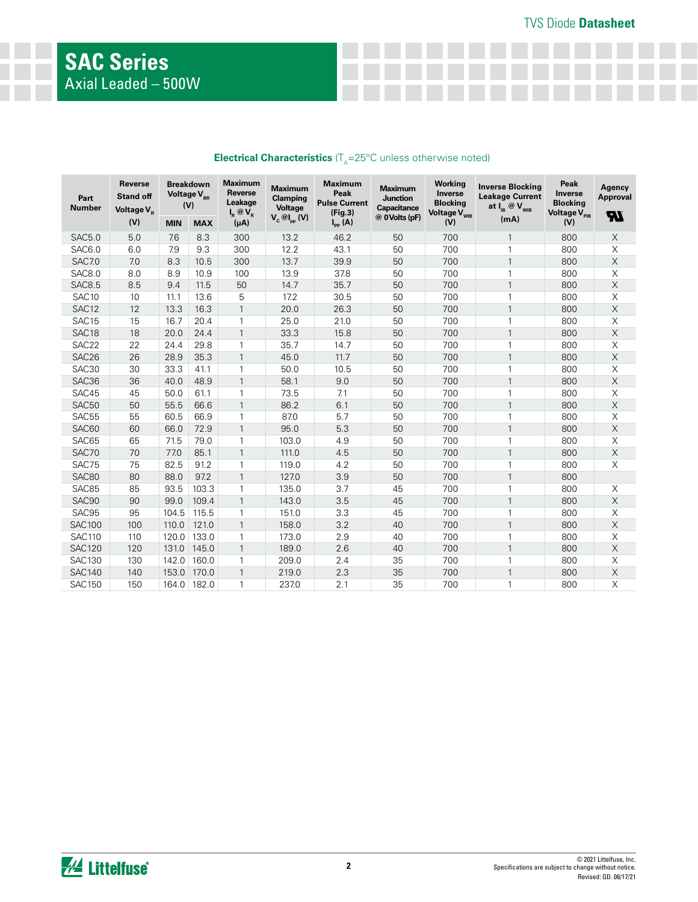# SAC Series

## Axial Leaded – 500W

### Electrical Characteristics ($T_A$=25°C unless otherwise noted)

| Part Number | Reverse Stand off Voltage $V_R$ (V) | Breakdown Voltage $V_{BR}$ (V) | | Maximum Reverse Leakage $I_R$ @ $V_R$ (μA) | Maximum Clamping Voltage $V_C$ @$I_{PP}$ (V) | Maximum Peak Pulse Current (Fig.3) $I_{PP}$ (A) | Maximum Junction Capacitance @ 0Volts (pF) | Working Inverse Blocking Voltage $V_{WIB}$ (V) | Inverse Blocking Leakage Current at $I_{IB}$ @ $V_{WIB}$ (mA) | Peak Inverse Blocking Voltage $V_{PIB}$ (V) | Agency Approval UR |
|---|---|---|---|---|---|---|---|---|---|---|---|
| | | MIN | MAX | | | | | | | | |
| SAC5.0 | 5.0 | 7.6 | 8.3 | 300 | 13.2 | 46.2 | 50 | 700 | 1 | 800 | X |
| SAC6.0 | 6.0 | 7.9 | 9.3 | 300 | 12.2 | 43.1 | 50 | 700 | 1 | 800 | X |
| SAC7.0 | 7.0 | 8.3 | 10.5 | 300 | 13.7 | 39.9 | 50 | 700 | 1 | 800 | X |
| SAC8.0 | 8.0 | 8.9 | 10.9 | 100 | 13.9 | 37.8 | 50 | 700 | 1 | 800 | X |
| SAC8.5 | 8.5 | 9.4 | 11.5 | 50 | 14.7 | 35.7 | 50 | 700 | 1 | 800 | X |
| SAC10 | 10 | 11.1 | 13.6 | 5 | 17.2 | 30.5 | 50 | 700 | 1 | 800 | X |
| SAC12 | 12 | 13.3 | 16.3 | 1 | 20.0 | 26.3 | 50 | 700 | 1 | 800 | X |
| SAC15 | 15 | 16.7 | 20.4 | 1 | 25.0 | 21.0 | 50 | 700 | 1 | 800 | X |
| SAC18 | 18 | 20.0 | 24.4 | 1 | 33.3 | 15.8 | 50 | 700 | 1 | 800 | X |
| SAC22 | 22 | 24.4 | 29.8 | 1 | 35.7 | 14.7 | 50 | 700 | 1 | 800 | X |
| SAC26 | 26 | 28.9 | 35.3 | 1 | 45.0 | 11.7 | 50 | 700 | 1 | 800 | X |
| SAC30 | 30 | 33.3 | 41.1 | 1 | 50.0 | 10.5 | 50 | 700 | 1 | 800 | X |
| SAC36 | 36 | 40.0 | 48.9 | 1 | 58.1 | 9.0 | 50 | 700 | 1 | 800 | X |
| SAC45 | 45 | 50.0 | 61.1 | 1 | 73.5 | 7.1 | 50 | 700 | 1 | 800 | X |
| SAC50 | 50 | 55.5 | 66.6 | 1 | 86.2 | 6.1 | 50 | 700 | 1 | 800 | X |
| SAC55 | 55 | 60.5 | 66.9 | 1 | 87.0 | 5.7 | 50 | 700 | 1 | 800 | X |
| SAC60 | 60 | 66.0 | 72.9 | 1 | 95.0 | 5.3 | 50 | 700 | 1 | 800 | X |
| SAC65 | 65 | 71.5 | 79.0 | 1 | 103.0 | 4.9 | 50 | 700 | 1 | 800 | X |
| SAC70 | 70 | 77.0 | 85.1 | 1 | 111.0 | 4.5 | 50 | 700 | 1 | 800 | X |
| SAC75 | 75 | 82.5 | 91.2 | 1 | 119.0 | 4.2 | 50 | 700 | 1 | 800 | X |
| SAC80 | 80 | 88.0 | 97.2 | 1 | 127.0 | 3.9 | 50 | 700 | 1 | 800 | |
| SAC85 | 85 | 93.5 | 103.3 | 1 | 135.0 | 3.7 | 45 | 700 | 1 | 800 | X |
| SAC90 | 90 | 99.0 | 109.4 | 1 | 143.0 | 3.5 | 45 | 700 | 1 | 800 | X |
| SAC95 | 95 | 104.5 | 115.5 | 1 | 151.0 | 3.3 | 45 | 700 | 1 | 800 | X |
| SAC100 | 100 | 110.0 | 121.0 | 1 | 158.0 | 3.2 | 40 | 700 | 1 | 800 | X |
| SAC110 | 110 | 120.0 | 133.0 | 1 | 173.0 | 2.9 | 40 | 700 | 1 | 800 | X |
| SAC120 | 120 | 131.0 | 145.0 | 1 | 189.0 | 2.6 | 40 | 700 | 1 | 800 | X |
| SAC130 | 130 | 142.0 | 160.0 | 1 | 209.0 | 2.4 | 35 | 700 | 1 | 800 | X |
| SAC140 | 140 | 153.0 | 170.0 | 1 | 219.0 | 2.3 | 35 | 700 | 1 | 800 | X |
| SAC150 | 150 | 164.0 | 182.0 | 1 | 237.0 | 2.1 | 35 | 700 | 1 | 800 | X |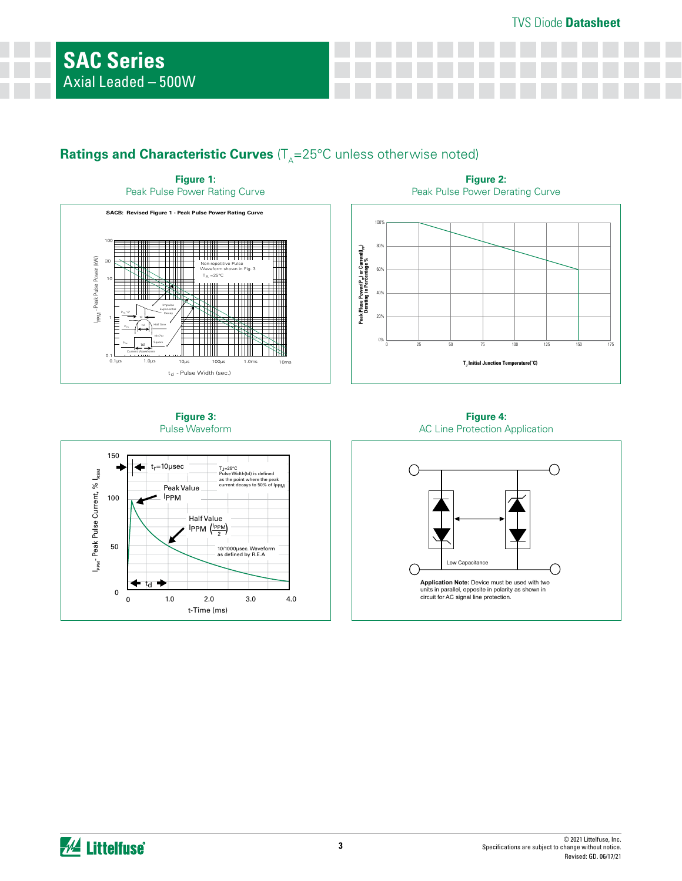## Ratings and Characteristic Curves ($T_A$=25°C unless otherwise noted)

**Figure 1:**
Peak Pulse Power Rating Curve

SACB: Revised Figure 1 - Peak Pulse Power Rating Curve

Non-repetitive Pulse Waveform shown in Fig. 3
$T_A$ =25°C

$P_{PPM}$ - Peak Pulse Power (kW)

$t_d$ - Pulse Width (sec.)

**Figure 2:**
Peak Pulse Power Derating Curve

Peak Pulse Power($P_{PP}$) or Current($I_{PP}$) Derating in Percentage %

$T_J$ Initial Junction Temperature(°C)

**Figure 3:**
Pulse Waveform

$t_r$=10μsec

$T_J$=25°C
Pulse Width(td) is defined as the point where the peak current decays to 50% of $I_{PPM}$

Peak Value $I_{PPM}$

Half Value $I_{PPM}$ $\left(\frac{I_{PPM}}{2}\right)$

10/1000μsec. Waveform as defined by R.E.A

$I_{PPM}$- Peak Pulse Current, % $I_{RSM}$

t-Time (ms)

**Figure 4:**
AC Line Protection Application

Low Capacitance

**Application Note:** Device must be used with two units in parallel, opposite in polarity as shown in circuit for AC signal line protection.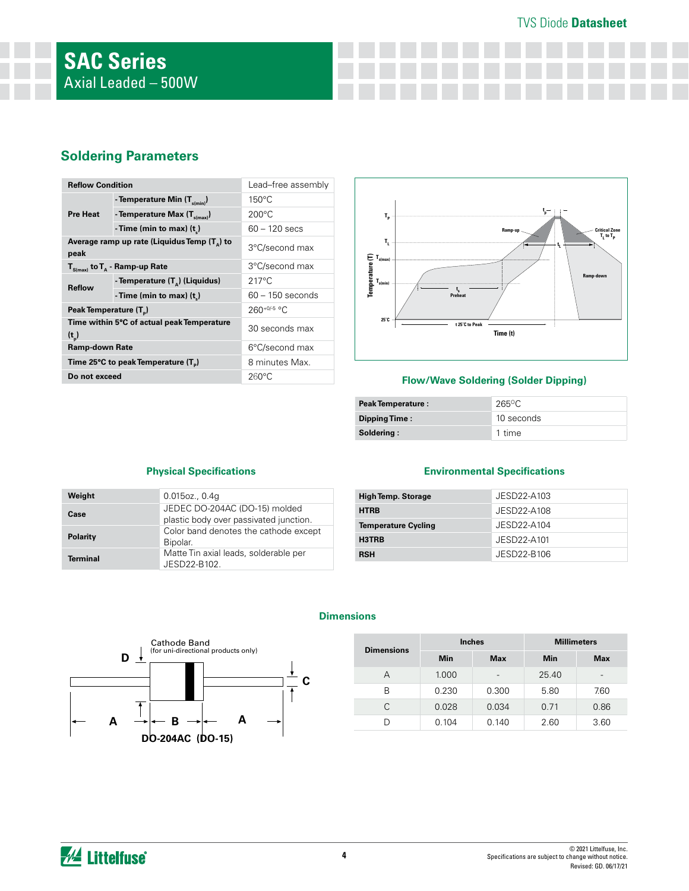# SAC Series

Axial Leaded – 500W

## Soldering Parameters

| Reflow Condition | | Lead–free assembly |
|---|---|---|
| Pre Heat | - Temperature Min ($T_{s(min)}$) | 150°C |
| | - Temperature Max ($T_{s(max)}$) | 200°C |
| | - Time (min to max) ($t_s$) | 60 – 120 secs |
| Average ramp up rate (Liquidus Temp ($T_A$) to peak | | 3°C/second max |
| $T_{S(max)}$ to $T_A$ - Ramp-up Rate | | 3°C/second max |
| Reflow | - Temperature ($T_A$) (Liquidus) | 217°C |
| | - Time (min to max) ($t_s$) | 60 – 150 seconds |
| Peak Temperature ($T_P$) | | $260^{+0/-5}$ °C |
| Time within 5°C of actual peak Temperature ($t_p$) | | 30 seconds max |
| Ramp-down Rate | | 6°C/second max |
| Time 25°C to peak Temperature ($T_P$) | | 8 minutes Max. |
| Do not exceed | | 260°C |

### Flow/Wave Soldering (Solder Dipping)

| Peak Temperature : | 265°C |
|---|---|
| Dipping Time : | 10 seconds |
| Soldering : | 1 time |

### Physical Specifications

| Weight | 0.015oz., 0.4g |
|---|---|
| Case | JEDEC DO-204AC (DO-15) molded plastic body over passivated junction. |
| Polarity | Color band denotes the cathode except Bipolar. |
| Terminal | Matte Tin axial leads, solderable per JESD22-B102. |

### Environmental Specifications

| High Temp. Storage | JESD22-A103 |
|---|---|
| HTRB | JESD22-A108 |
| Temperature Cycling | JESD22-A104 |
| H3TRB | JESD22-A101 |
| RSH | JESD22-B106 |

### Dimensions

Cathode Band (for uni-directional products only)

DO-204AC (DO-15)

| Dimensions | Inches | | Millimeters | |
|---|---|---|---|---|
| | Min | Max | Min | Max |
| A | 1.000 | - | 25.40 | - |
| B | 0.230 | 0.300 | 5.80 | 7.60 |
| C | 0.028 | 0.034 | 0.71 | 0.86 |
| D | 0.104 | 0.140 | 2.60 | 3.60 |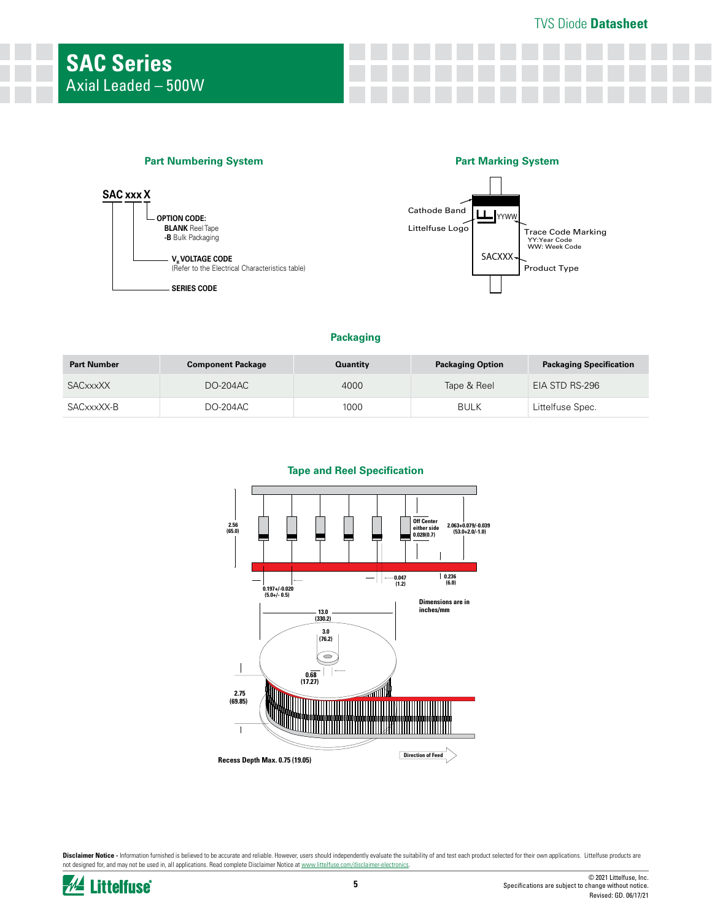# SAC Series

Axial Leaded – 500W

## Part Numbering System

SAC xxx X

- OPTION CODE:
  - **BLANK** Reel Tape
  - **-B** Bulk Packaging
- $V_R$ VOLTAGE CODE (Refer to the Electrical Characteristics table)
- SERIES CODE

## Part Marking System

Cathode Band

Littelfuse Logo

YYWW

Trace Code Marking
YY:Year Code
WW: Week Code

SACXXX

Product Type

## Packaging

| Part Number | Component Package | Quantity | Packaging Option | Packaging Specification |
|---|---|---|---|---|
| SACxxxXX | DO-204AC | 4000 | Tape & Reel | EIA STD RS-296 |
| SACxxxXX-B | DO-204AC | 1000 | BULK | Littelfuse Spec. |

## Tape and Reel Specification

2.56
(65.0)

Off Center either side 0.028(0.7)

2.063+0.079/-0.039
(53.0+2.0/-1.0)

0.047
(1.2)

0.236
(6.0)

0.197+/-0.020
(5.0+/- 0.5)

Dimensions are in inches/mm

13.0
(330.2)

3.0
(76.2)

0.68
(17.27)

2.75
(69.85)

Recess Depth Max. 0.75 (19.05)

Direction of Feed

**Disclaimer Notice -** Information furnished is believed to be accurate and reliable. However, users should independently evaluate the suitability of and test each product selected for their own applications. Littelfuse products are not designed for, and may not be used in, all applications. Read complete Disclaimer Notice at www.littelfuse.com/disclaimer-electronics.

© 2021 Littelfuse, Inc.
Specifications are subject to change without notice.
Revised: GD. 06/17/21